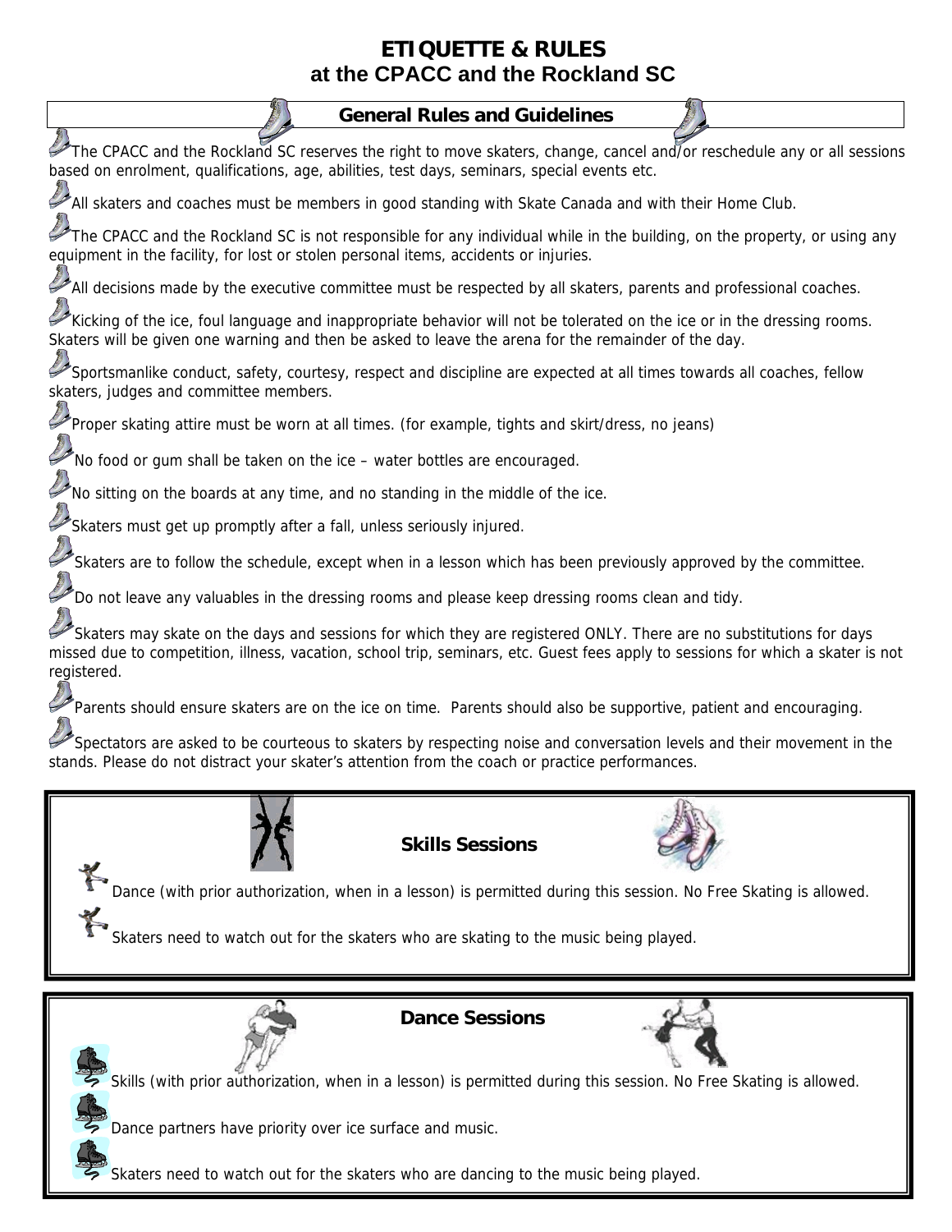# ETIQUETTE & RULES
## at the CPACC and the Rockland SC

### General Rules and Guidelines

- The CPACC and the Rockland SC reserves the right to move skaters, change, cancel and/or reschedule any or all sessions based on enrolment, qualifications, age, abilities, test days, seminars, special events etc.
- All skaters and coaches must be members in good standing with Skate Canada and with their Home Club.
- The CPACC and the Rockland SC is not responsible for any individual while in the building, on the property, or using any equipment in the facility, for lost or stolen personal items, accidents or injuries.
- All decisions made by the executive committee must be respected by all skaters, parents and professional coaches.
- Kicking of the ice, foul language and inappropriate behavior will not be tolerated on the ice or in the dressing rooms. Skaters will be given one warning and then be asked to leave the arena for the remainder of the day.
- Sportsmanlike conduct, safety, courtesy, respect and discipline are expected at all times towards all coaches, fellow skaters, judges and committee members.
- Proper skating attire must be worn at all times. (for example, tights and skirt/dress, no jeans)
- No food or gum shall be taken on the ice – water bottles are encouraged.
- No sitting on the boards at any time, and no standing in the middle of the ice.
- Skaters must get up promptly after a fall, unless seriously injured.
- Skaters are to follow the schedule, except when in a lesson which has been previously approved by the committee.
- Do not leave any valuables in the dressing rooms and please keep dressing rooms clean and tidy.
- Skaters may skate on the days and sessions for which they are registered ONLY. There are no substitutions for days missed due to competition, illness, vacation, school trip, seminars, etc. Guest fees apply to sessions for which a skater is not registered.
- Parents should ensure skaters are on the ice on time. Parents should also be supportive, patient and encouraging.
- Spectators are asked to be courteous to skaters by respecting noise and conversation levels and their movement in the stands. Please do not distract your skater's attention from the coach or practice performances.

### Skills Sessions

- Dance (with prior authorization, when in a lesson) is permitted during this session. No Free Skating is allowed.
- Skaters need to watch out for the skaters who are skating to the music being played.

### Dance Sessions

- Skills (with prior authorization, when in a lesson) is permitted during this session. No Free Skating is allowed.
- Dance partners have priority over ice surface and music.
- Skaters need to watch out for the skaters who are dancing to the music being played.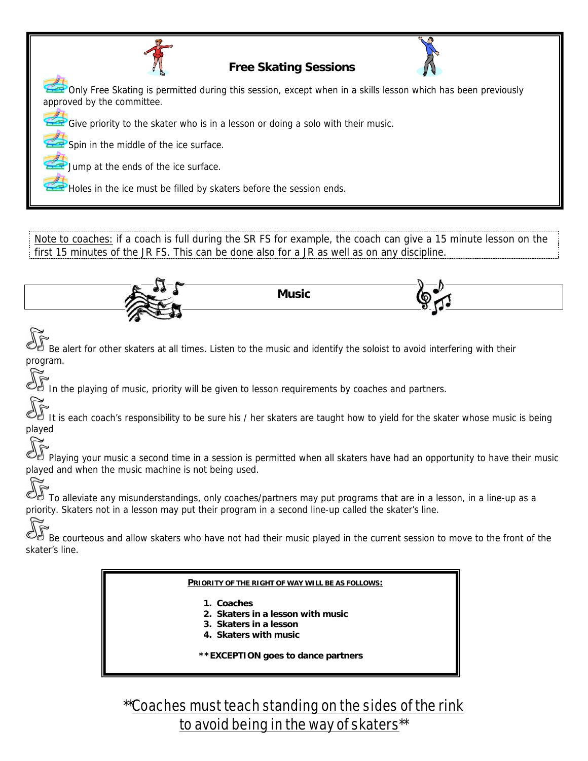## Free Skating Sessions

- Only Free Skating is permitted during this session, except when in a skills lesson which has been previously approved by the committee.
- Give priority to the skater who is in a lesson or doing a solo with their music.
- Spin in the middle of the ice surface.
- Jump at the ends of the ice surface.
- Holes in the ice must be filled by skaters before the session ends.

Note to coaches: if a coach is full during the SR FS for example, the coach can give a 15 minute lesson on the first 15 minutes of the JR FS. This can be done also for a JR as well as on any discipline.

## Music

- Be alert for other skaters at all times. Listen to the music and identify the soloist to avoid interfering with their program.
- In the playing of music, priority will be given to lesson requirements by coaches and partners.
- It is each coach's responsibility to be sure his / her skaters are taught how to yield for the skater whose music is being played
- Playing your music a second time in a session is permitted when all skaters have had an opportunity to have their music played and when the music machine is not being used.
- To alleviate any misunderstandings, only coaches/partners may put programs that are in a lesson, in a line-up as a priority. Skaters not in a lesson may put their program in a second line-up called the skater's line.
- Be courteous and allow skaters who have not had their music played in the current session to move to the front of the skater's line.

**PRIORITY OF THE RIGHT OF WAY WILL BE AS FOLLOWS:**

1. **Coaches**
2. **Skaters in a lesson with music**
3. **Skaters in a lesson**
4. **Skaters with music**

****EXCEPTION goes to dance partners**

**Coaches must teach standing on the sides of the rink to avoid being in the way of skaters**